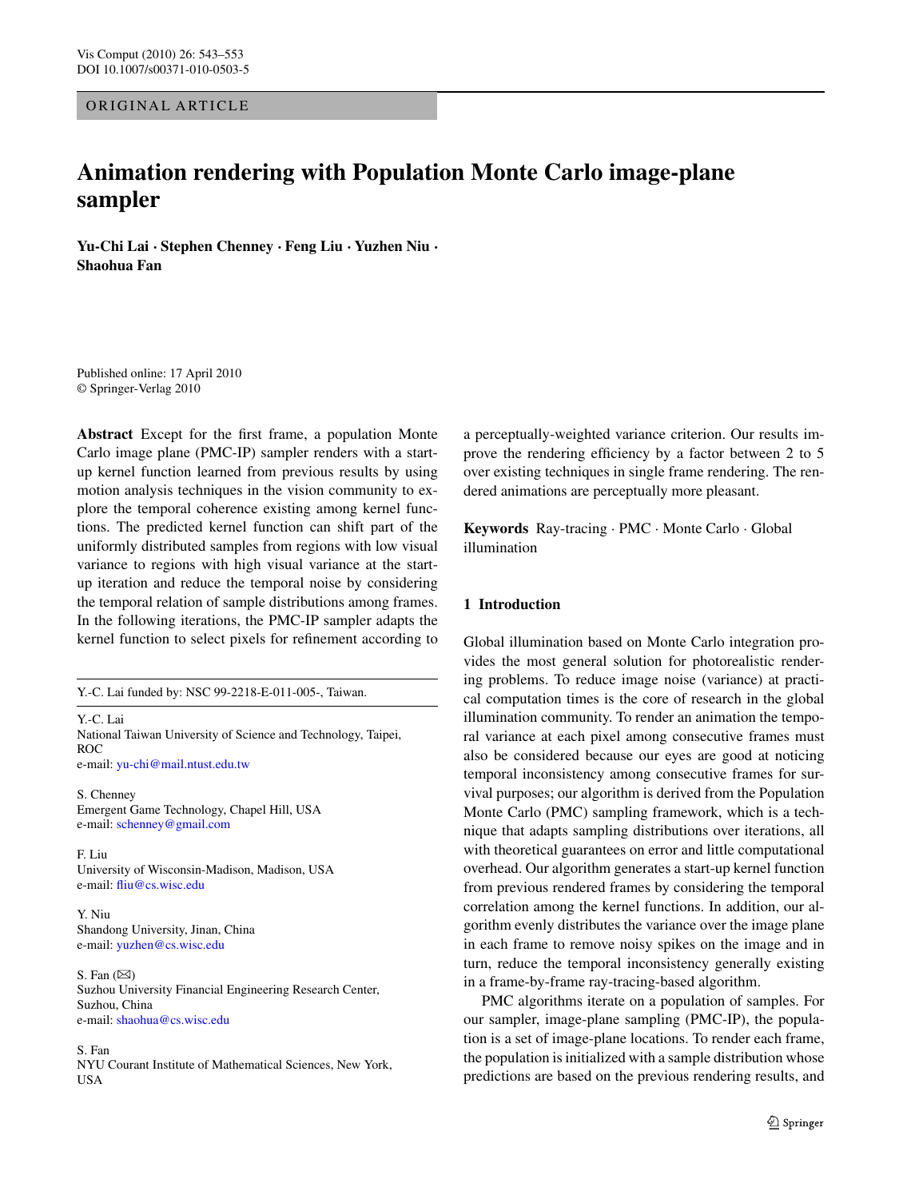ORIGINAL ARTICLE

# Animation rendering with Population Monte Carlo image-plane sampler

**Yu-Chi Lai · Stephen Chenney · Feng Liu · Yuzhen Niu · Shaohua Fan**

Published online: 17 April 2010
© Springer-Verlag 2010

**Abstract** Except for the first frame, a population Monte Carlo image plane (PMC-IP) sampler renders with a start-up kernel function learned from previous results by using motion analysis techniques in the vision community to explore the temporal coherence existing among kernel functions. The predicted kernel function can shift part of the uniformly distributed samples from regions with low visual variance to regions with high visual variance at the start-up iteration and reduce the temporal noise by considering the temporal relation of sample distributions among frames. In the following iterations, the PMC-IP sampler adapts the kernel function to select pixels for refinement according to a perceptually-weighted variance criterion. Our results improve the rendering efficiency by a factor between 2 to 5 over existing techniques in single frame rendering. The rendered animations are perceptually more pleasant.

**Keywords** Ray-tracing · PMC · Monte Carlo · Global illumination

Y.-C. Lai funded by: NSC 99-2218-E-011-005-, Taiwan.

Y.-C. Lai
National Taiwan University of Science and Technology, Taipei, ROC
e-mail: yu-chi@mail.ntust.edu.tw

S. Chenney
Emergent Game Technology, Chapel Hill, USA
e-mail: schenney@gmail.com

F. Liu
University of Wisconsin-Madison, Madison, USA
e-mail: fliu@cs.wisc.edu

Y. Niu
Shandong University, Jinan, China
e-mail: yuzhen@cs.wisc.edu

S. Fan (✉)
Suzhou University Financial Engineering Research Center, Suzhou, China
e-mail: shaohua@cs.wisc.edu

S. Fan
NYU Courant Institute of Mathematical Sciences, New York, USA

## 1 Introduction

Global illumination based on Monte Carlo integration provides the most general solution for photorealistic rendering problems. To reduce image noise (variance) at practical computation times is the core of research in the global illumination community. To render an animation the temporal variance at each pixel among consecutive frames must also be considered because our eyes are good at noticing temporal inconsistency among consecutive frames for survival purposes; our algorithm is derived from the Population Monte Carlo (PMC) sampling framework, which is a technique that adapts sampling distributions over iterations, all with theoretical guarantees on error and little computational overhead. Our algorithm generates a start-up kernel function from previous rendered frames by considering the temporal correlation among the kernel functions. In addition, our algorithm evenly distributes the variance over the image plane in each frame to remove noisy spikes on the image and in turn, reduce the temporal inconsistency generally existing in a frame-by-frame ray-tracing-based algorithm.

PMC algorithms iterate on a population of samples. For our sampler, image-plane sampling (PMC-IP), the population is a set of image-plane locations. To render each frame, the population is initialized with a sample distribution whose predictions are based on the previous rendering results, and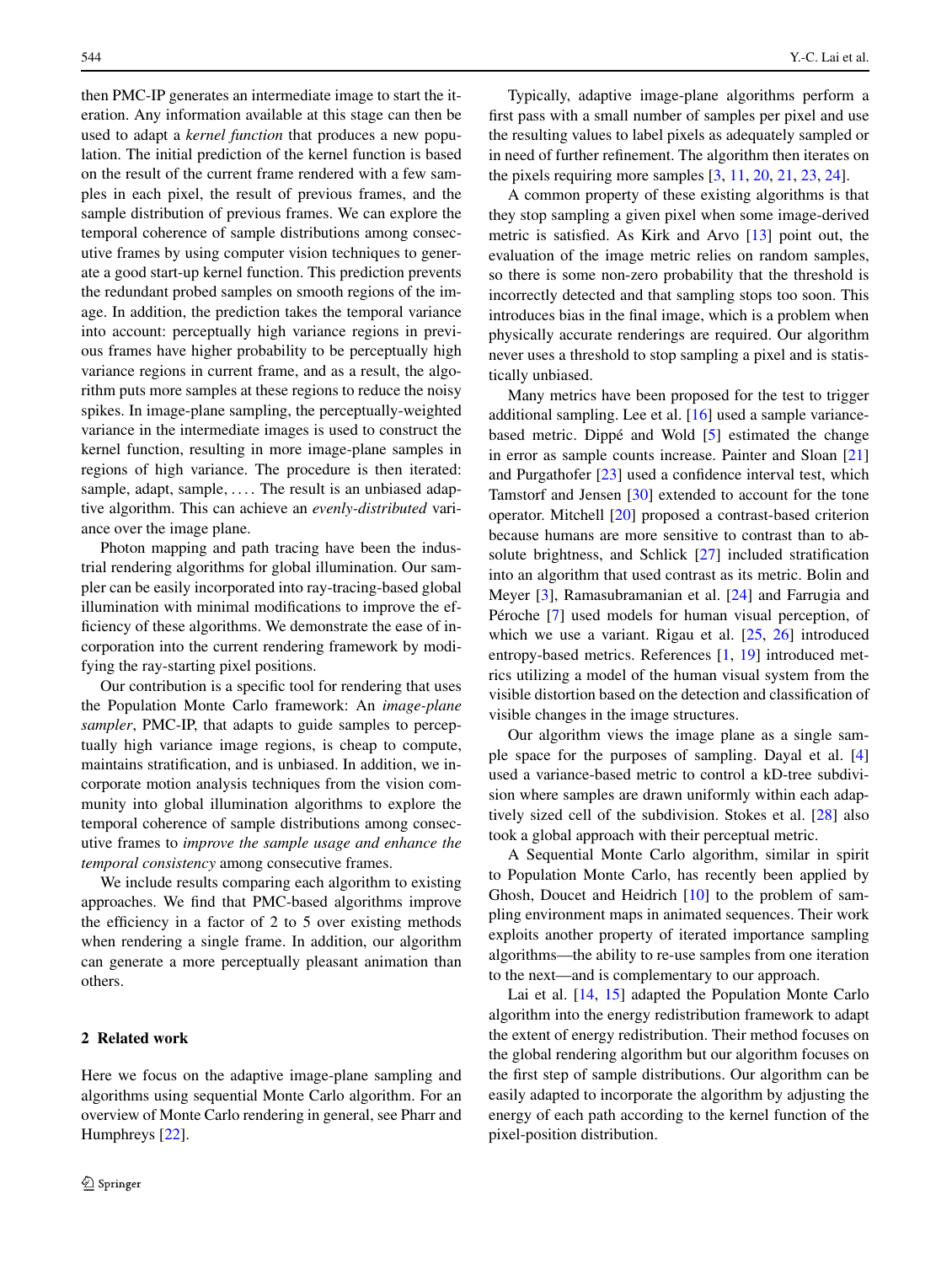then PMC-IP generates an intermediate image to start the iteration. Any information available at this stage can then be used to adapt a *kernel function* that produces a new population. The initial prediction of the kernel function is based on the result of the current frame rendered with a few samples in each pixel, the result of previous frames, and the sample distribution of previous frames. We can explore the temporal coherence of sample distributions among consecutive frames by using computer vision techniques to generate a good start-up kernel function. This prediction prevents the redundant probed samples on smooth regions of the image. In addition, the prediction takes the temporal variance into account: perceptually high variance regions in previous frames have higher probability to be perceptually high variance regions in current frame, and as a result, the algorithm puts more samples at these regions to reduce the noisy spikes. In image-plane sampling, the perceptually-weighted variance in the intermediate images is used to construct the kernel function, resulting in more image-plane samples in regions of high variance. The procedure is then iterated: sample, adapt, sample, .... The result is an unbiased adaptive algorithm. This can achieve an *evenly-distributed* variance over the image plane.

Photon mapping and path tracing have been the industrial rendering algorithms for global illumination. Our sampler can be easily incorporated into ray-tracing-based global illumination with minimal modifications to improve the efficiency of these algorithms. We demonstrate the ease of incorporation into the current rendering framework by modifying the ray-starting pixel positions.

Our contribution is a specific tool for rendering that uses the Population Monte Carlo framework: An *image-plane sampler*, PMC-IP, that adapts to guide samples to perceptually high variance image regions, is cheap to compute, maintains stratification, and is unbiased. In addition, we incorporate motion analysis techniques from the vision community into global illumination algorithms to explore the temporal coherence of sample distributions among consecutive frames to *improve the sample usage and enhance the temporal consistency* among consecutive frames.

We include results comparing each algorithm to existing approaches. We find that PMC-based algorithms improve the efficiency in a factor of 2 to 5 over existing methods when rendering a single frame. In addition, our algorithm can generate a more perceptually pleasant animation than others.

## 2 Related work

Here we focus on the adaptive image-plane sampling and algorithms using sequential Monte Carlo algorithm. For an overview of Monte Carlo rendering in general, see Pharr and Humphreys [22].

Typically, adaptive image-plane algorithms perform a first pass with a small number of samples per pixel and use the resulting values to label pixels as adequately sampled or in need of further refinement. The algorithm then iterates on the pixels requiring more samples [3, 11, 20, 21, 23, 24].

A common property of these existing algorithms is that they stop sampling a given pixel when some image-derived metric is satisfied. As Kirk and Arvo [13] point out, the evaluation of the image metric relies on random samples, so there is some non-zero probability that the threshold is incorrectly detected and that sampling stops too soon. This introduces bias in the final image, which is a problem when physically accurate renderings are required. Our algorithm never uses a threshold to stop sampling a pixel and is statistically unbiased.

Many metrics have been proposed for the test to trigger additional sampling. Lee et al. [16] used a sample variance-based metric. Dippé and Wold [5] estimated the change in error as sample counts increase. Painter and Sloan [21] and Purgathofer [23] used a confidence interval test, which Tamstorf and Jensen [30] extended to account for the tone operator. Mitchell [20] proposed a contrast-based criterion because humans are more sensitive to contrast than to absolute brightness, and Schlick [27] included stratification into an algorithm that used contrast as its metric. Bolin and Meyer [3], Ramasubramanian et al. [24] and Farrugia and Péroche [7] used models for human visual perception, of which we use a variant. Rigau et al. [25, 26] introduced entropy-based metrics. References [1, 19] introduced metrics utilizing a model of the human visual system from the visible distortion based on the detection and classification of visible changes in the image structures.

Our algorithm views the image plane as a single sample space for the purposes of sampling. Dayal et al. [4] used a variance-based metric to control a kD-tree subdivision where samples are drawn uniformly within each adaptively sized cell of the subdivision. Stokes et al. [28] also took a global approach with their perceptual metric.

A Sequential Monte Carlo algorithm, similar in spirit to Population Monte Carlo, has recently been applied by Ghosh, Doucet and Heidrich [10] to the problem of sampling environment maps in animated sequences. Their work exploits another property of iterated importance sampling algorithms—the ability to re-use samples from one iteration to the next—and is complementary to our approach.

Lai et al. [14, 15] adapted the Population Monte Carlo algorithm into the energy redistribution framework to adapt the extent of energy redistribution. Their method focuses on the global rendering algorithm but our algorithm focuses on the first step of sample distributions. Our algorithm can be easily adapted to incorporate the algorithm by adjusting the energy of each path according to the kernel function of the pixel-position distribution.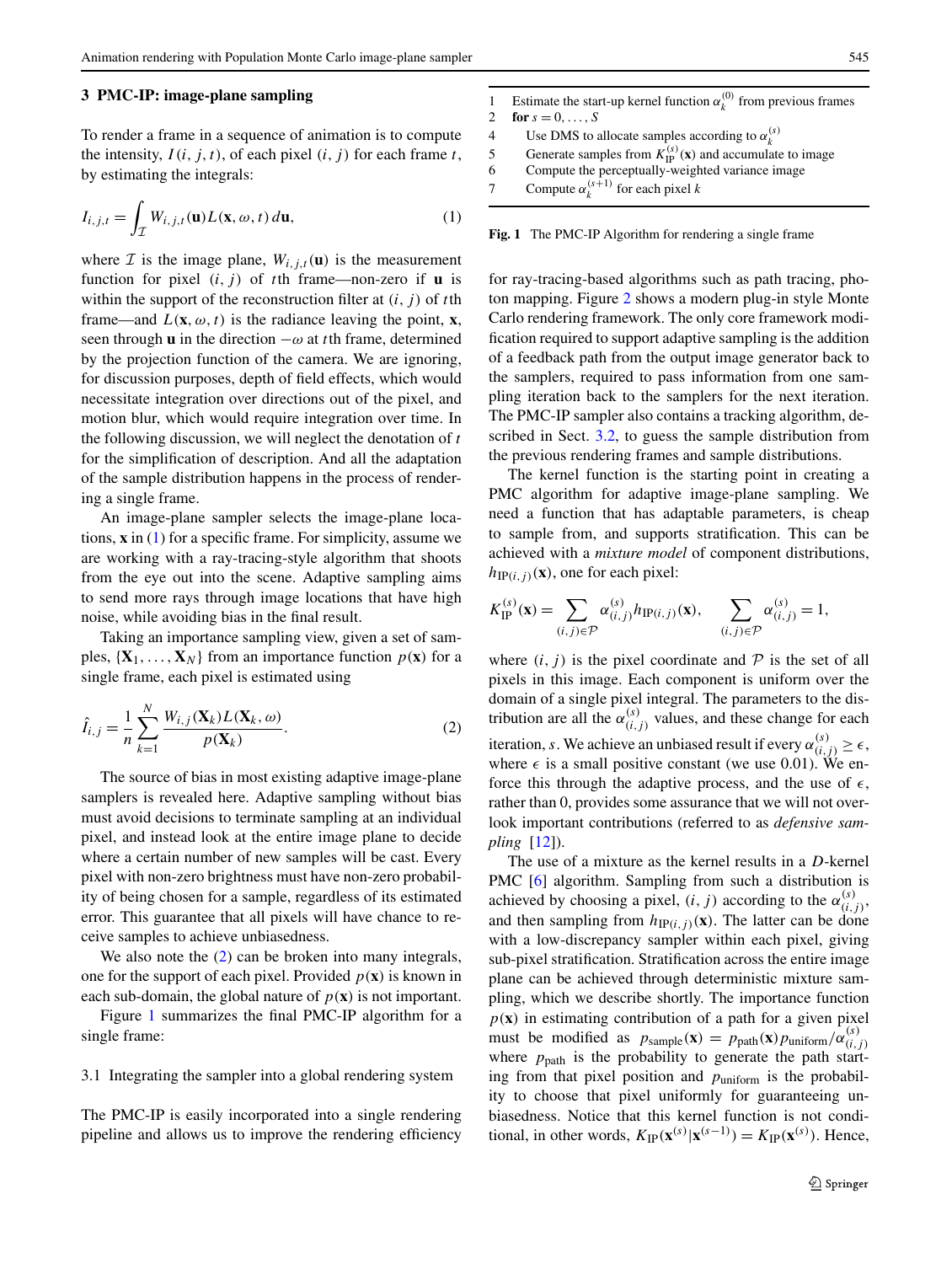## 3 PMC-IP: image-plane sampling

To render a frame in a sequence of animation is to compute the intensity, $I(i, j, t)$, of each pixel $(i, j)$ for each frame $t$, by estimating the integrals:

$$I_{i,j,t} = \int_{\mathcal{I}} W_{i,j,t}(\mathbf{u}) L(\mathbf{x}, \omega, t)\, d\mathbf{u}, \tag{1}$$

where $\mathcal{I}$ is the image plane, $W_{i,j,t}(\mathbf{u})$ is the measurement function for pixel $(i, j)$ of $t$th frame—non-zero if $\mathbf{u}$ is within the support of the reconstruction filter at $(i, j)$ of $t$th frame—and $L(\mathbf{x}, \omega, t)$ is the radiance leaving the point, $\mathbf{x}$, seen through $\mathbf{u}$ in the direction $-\omega$ at $t$th frame, determined by the projection function of the camera. We are ignoring, for discussion purposes, depth of field effects, which would necessitate integration over directions out of the pixel, and motion blur, which would require integration over time. In the following discussion, we will neglect the denotation of $t$ for the simplification of description. And all the adaptation of the sample distribution happens in the process of rendering a single frame.

An image-plane sampler selects the image-plane locations, $\mathbf{x}$ in (1) for a specific frame. For simplicity, assume we are working with a ray-tracing-style algorithm that shoots from the eye out into the scene. Adaptive sampling aims to send more rays through image locations that have high noise, while avoiding bias in the final result.

Taking an importance sampling view, given a set of samples, $\{\mathbf{X}_1, \ldots, \mathbf{X}_N\}$ from an importance function $p(\mathbf{x})$ for a single frame, each pixel is estimated using

$$\hat{I}_{i,j} = \frac{1}{n} \sum_{k=1}^{N} \frac{W_{i,j}(\mathbf{X}_k) L(\mathbf{X}_k, \omega)}{p(\mathbf{X}_k)}. \tag{2}$$

The source of bias in most existing adaptive image-plane samplers is revealed here. Adaptive sampling without bias must avoid decisions to terminate sampling at an individual pixel, and instead look at the entire image plane to decide where a certain number of new samples will be cast. Every pixel with non-zero brightness must have non-zero probability of being chosen for a sample, regardless of its estimated error. This guarantee that all pixels will have chance to receive samples to achieve unbiasedness.

We also note the (2) can be broken into many integrals, one for the support of each pixel. Provided $p(\mathbf{x})$ is known in each sub-domain, the global nature of $p(\mathbf{x})$ is not important.

Figure 1 summarizes the final PMC-IP algorithm for a single frame:

```
1   Estimate the start-up kernel function α_k^(0) from previous frames
2   for s = 0, ..., S
4       Use DMS to allocate samples according to α_k^(s)
5       Generate samples from K_IP^(s)(x) and accumulate to image
6       Compute the perceptually-weighted variance image
7       Compute α_k^(s+1) for each pixel k
```

**Fig. 1** The PMC-IP Algorithm for rendering a single frame

### 3.1 Integrating the sampler into a global rendering system

The PMC-IP is easily incorporated into a single rendering pipeline and allows us to improve the rendering efficiency for ray-tracing-based algorithms such as path tracing, photon mapping. Figure 2 shows a modern plug-in style Monte Carlo rendering framework. The only core framework modification required to support adaptive sampling is the addition of a feedback path from the output image generator back to the samplers, required to pass information from one sampling iteration back to the samplers for the next iteration. The PMC-IP sampler also contains a tracking algorithm, described in Sect. 3.2, to guess the sample distribution from the previous rendering frames and sample distributions.

The kernel function is the starting point in creating a PMC algorithm for adaptive image-plane sampling. We need a function that has adaptable parameters, is cheap to sample from, and supports stratification. This can be achieved with a *mixture model* of component distributions, $h_{\mathrm{IP}(i,j)}(\mathbf{x})$, one for each pixel:

$$K_{\mathrm{IP}}^{(s)}(\mathbf{x}) = \sum_{(i,j)\in\mathcal{P}} \alpha_{(i,j)}^{(s)} h_{\mathrm{IP}(i,j)}(\mathbf{x}), \qquad \sum_{(i,j)\in\mathcal{P}} \alpha_{(i,j)}^{(s)} = 1,$$

where $(i, j)$ is the pixel coordinate and $\mathcal{P}$ is the set of all pixels in this image. Each component is uniform over the domain of a single pixel integral. The parameters to the distribution are all the $\alpha_{(i,j)}^{(s)}$ values, and these change for each iteration, $s$. We achieve an unbiased result if every $\alpha_{(i,j)}^{(s)} \geq \epsilon$, where $\epsilon$ is a small positive constant (we use 0.01). We enforce this through the adaptive process, and the use of $\epsilon$, rather than 0, provides some assurance that we will not overlook important contributions (referred to as *defensive sampling* [12]).

The use of a mixture as the kernel results in a $D$-kernel PMC [6] algorithm. Sampling from such a distribution is achieved by choosing a pixel, $(i, j)$ according to the $\alpha_{(i,j)}^{(s)}$, and then sampling from $h_{\mathrm{IP}(i,j)}(\mathbf{x})$. The latter can be done with a low-discrepancy sampler within each pixel, giving sub-pixel stratification. Stratification across the entire image plane can be achieved through deterministic mixture sampling, which we describe shortly. The importance function $p(\mathbf{x})$ in estimating contribution of a path for a given pixel must be modified as $p_{\mathrm{sample}}(\mathbf{x}) = p_{\mathrm{path}}(\mathbf{x}) p_{\mathrm{uniform}} / \alpha_{(i,j)}^{(s)}$ where $p_{\mathrm{path}}$ is the probability to generate the path starting from that pixel position and $p_{\mathrm{uniform}}$ is the probability to choose that pixel uniformly for guaranteeing unbiasedness. Notice that this kernel function is not conditional, in other words, $K_{\mathrm{IP}}(\mathbf{x}^{(s)} | \mathbf{x}^{(s-1)}) = K_{\mathrm{IP}}(\mathbf{x}^{(s)})$. Hence,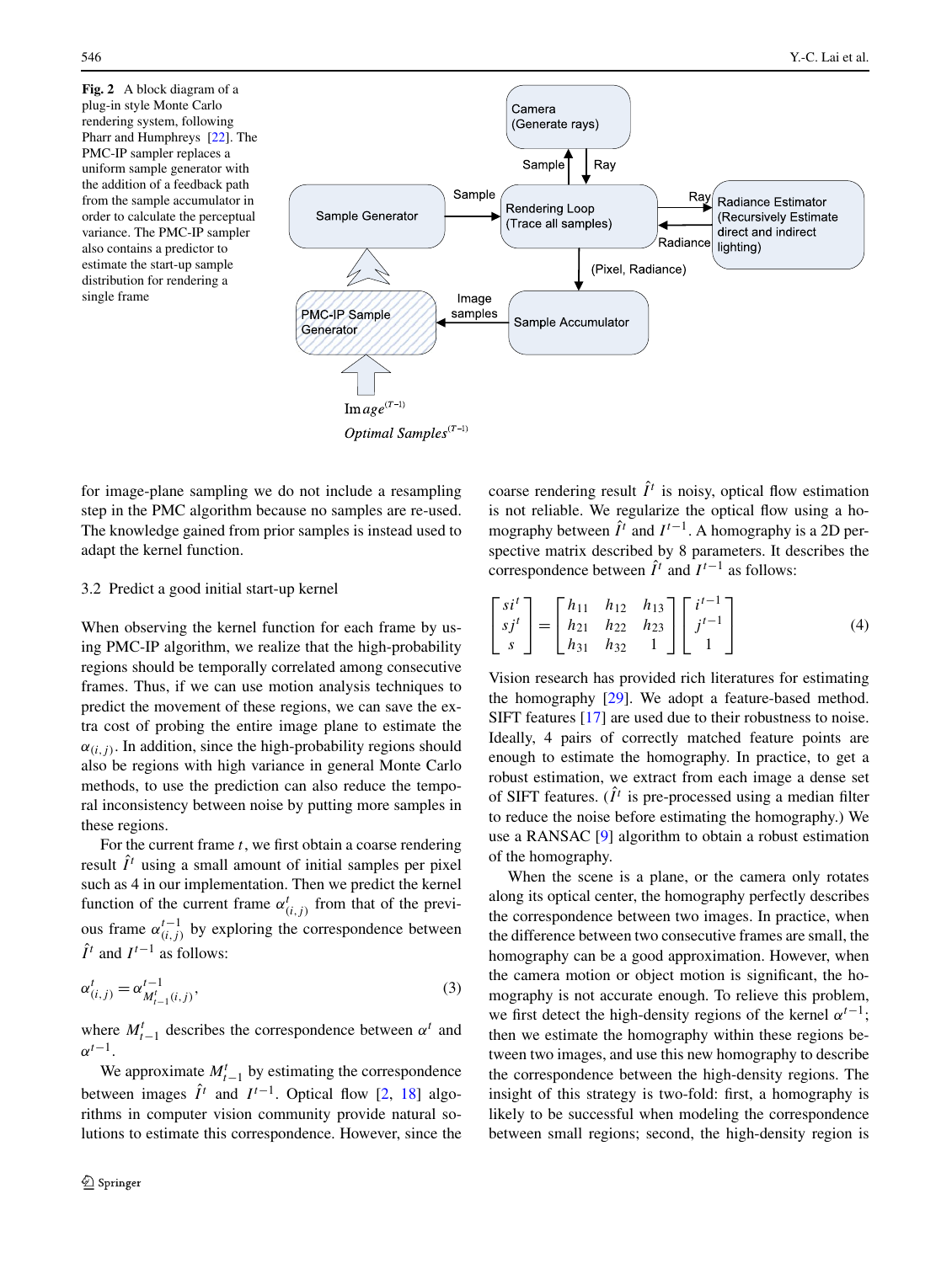**Fig. 2** A block diagram of a plug-in style Monte Carlo rendering system, following Pharr and Humphreys [22]. The PMC-IP sampler replaces a uniform sample generator with the addition of a feedback path from the sample accumulator in order to calculate the perceptual variance. The PMC-IP sampler also contains a predictor to estimate the start-up sample distribution for rendering a single frame

for image-plane sampling we do not include a resampling step in the PMC algorithm because no samples are re-used. The knowledge gained from prior samples is instead used to adapt the kernel function.

### 3.2 Predict a good initial start-up kernel

When observing the kernel function for each frame by using PMC-IP algorithm, we realize that the high-probability regions should be temporally correlated among consecutive frames. Thus, if we can use motion analysis techniques to predict the movement of these regions, we can save the extra cost of probing the entire image plane to estimate the $\alpha_{(i,j)}$. In addition, since the high-probability regions should also be regions with high variance in general Monte Carlo methods, to use the prediction can also reduce the temporal inconsistency between noise by putting more samples in these regions.

For the current frame $t$, we first obtain a coarse rendering result $\hat{I}^t$ using a small amount of initial samples per pixel such as 4 in our implementation. Then we predict the kernel function of the current frame $\alpha^t_{(i,j)}$ from that of the previous frame $\alpha^{t-1}_{(i,j)}$ by exploring the correspondence between $\hat{I}^t$ and $I^{t-1}$ as follows:

$$\alpha^t_{(i,j)} = \alpha^{t-1}_{M^t_{t-1}(i,j)}, \tag{3}$$

where $M^t_{t-1}$ describes the correspondence between $\alpha^t$ and $\alpha^{t-1}$.

We approximate $M^t_{t-1}$ by estimating the correspondence between images $\hat{I}^t$ and $I^{t-1}$. Optical flow [2, 18] algorithms in computer vision community provide natural solutions to estimate this correspondence. However, since the coarse rendering result $\hat{I}^t$ is noisy, optical flow estimation is not reliable. We regularize the optical flow using a homography between $\hat{I}^t$ and $I^{t-1}$. A homography is a 2D perspective matrix described by 8 parameters. It describes the correspondence between $\hat{I}^t$ and $I^{t-1}$ as follows:

$$\begin{bmatrix} si^t \\ sj^t \\ s \end{bmatrix} = \begin{bmatrix} h_{11} & h_{12} & h_{13} \\ h_{21} & h_{22} & h_{23} \\ h_{31} & h_{32} & 1 \end{bmatrix} \begin{bmatrix} i^{t-1} \\ j^{t-1} \\ 1 \end{bmatrix} \tag{4}$$

Vision research has provided rich literatures for estimating the homography [29]. We adopt a feature-based method. SIFT features [17] are used due to their robustness to noise. Ideally, 4 pairs of correctly matched feature points are enough to estimate the homography. In practice, to get a robust estimation, we extract from each image a dense set of SIFT features. ($\hat{I}^t$ is pre-processed using a median filter to reduce the noise before estimating the homography.) We use a RANSAC [9] algorithm to obtain a robust estimation of the homography.

When the scene is a plane, or the camera only rotates along its optical center, the homography perfectly describes the correspondence between two images. In practice, when the difference between two consecutive frames are small, the homography can be a good approximation. However, when the camera motion or object motion is significant, the homography is not accurate enough. To relieve this problem, we first detect the high-density regions of the kernel $\alpha^{t-1}$; then we estimate the homography within these regions between two images, and use this new homography to describe the correspondence between the high-density regions. The insight of this strategy is two-fold: first, a homography is likely to be successful when modeling the correspondence between small regions; second, the high-density region is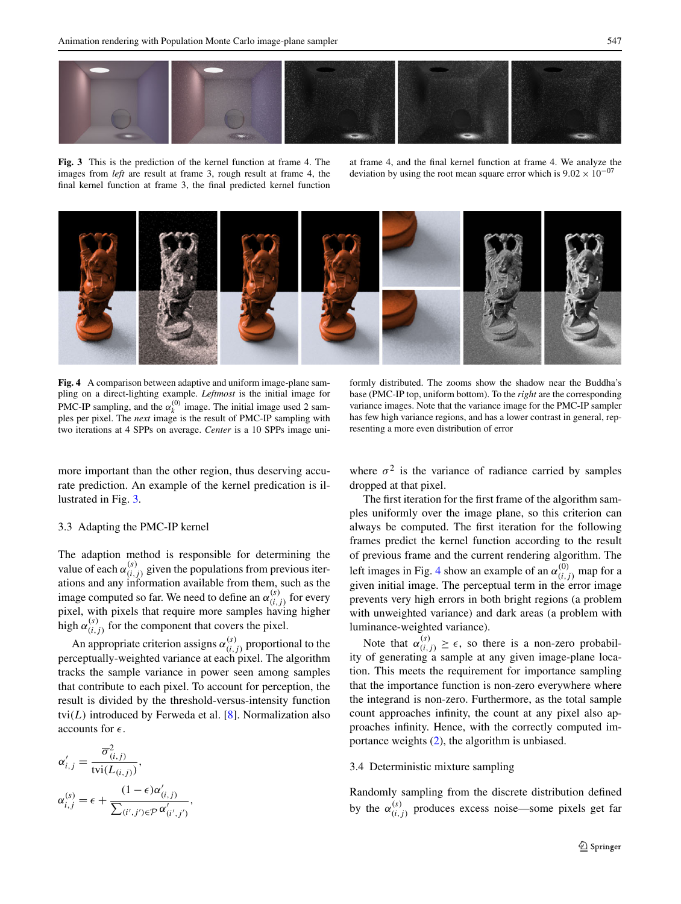**Fig. 3** This is the prediction of the kernel function at frame 4. The images from *left* are result at frame 3, rough result at frame 4, the final kernel function at frame 3, the final predicted kernel function at frame 4, and the final kernel function at frame 4. We analyze the deviation by using the root mean square error which is $9.02 \times 10^{-07}$

**Fig. 4** A comparison between adaptive and uniform image-plane sampling on a direct-lighting example. *Leftmost* is the initial image for PMC-IP sampling, and the $\alpha_k^{(0)}$ image. The initial image used 2 samples per pixel. The *next* image is the result of PMC-IP sampling with two iterations at 4 SPPs on average. *Center* is a 10 SPPs image uniformly distributed. The zooms show the shadow near the Buddha's base (PMC-IP top, uniform bottom). To the *right* are the corresponding variance images. Note that the variance image for the PMC-IP sampler has few high variance regions, and has a lower contrast in general, representing a more even distribution of error

more important than the other region, thus deserving accurate prediction. An example of the kernel predication is illustrated in Fig. 3.

### 3.3 Adapting the PMC-IP kernel

The adaption method is responsible for determining the value of each $\alpha_{(i,j)}^{(s)}$ given the populations from previous iterations and any information available from them, such as the image computed so far. We need to define an $\alpha_{(i,j)}^{(s)}$ for every pixel, with pixels that require more samples having higher high $\alpha_{(i,j)}^{(s)}$ for the component that covers the pixel.

An appropriate criterion assigns $\alpha_{(i,j)}^{(s)}$ proportional to the perceptually-weighted variance at each pixel. The algorithm tracks the sample variance in power seen among samples that contribute to each pixel. To account for perception, the result is divided by the threshold-versus-intensity function $\text{tvi}(L)$ introduced by Ferweda et al. [8]. Normalization also accounts for $\epsilon$.

$$\alpha'_{i,j} = \frac{\sigma^2_{(i,j)}}{\text{tvi}(L_{(i,j)})},$$

$$\alpha_{i,j}^{(s)} = \epsilon + \frac{(1-\epsilon)\alpha'_{(i,j)}}{\sum_{(i',j')\in\mathcal{P}} \alpha'_{(i',j')}},$$

where $\sigma^2$ is the variance of radiance carried by samples dropped at that pixel.

The first iteration for the first frame of the algorithm samples uniformly over the image plane, so this criterion can always be computed. The first iteration for the following frames predict the kernel function according to the result of previous frame and the current rendering algorithm. The left images in Fig. 4 show an example of an $\alpha_{(i,j)}^{(0)}$ map for a given initial image. The perceptual term in the error image prevents very high errors in both bright regions (a problem with unweighted variance) and dark areas (a problem with luminance-weighted variance).

Note that $\alpha_{(i,j)}^{(s)} \geq \epsilon$, so there is a non-zero probability of generating a sample at any given image-plane location. This meets the requirement for importance sampling that the importance function is non-zero everywhere where the integrand is non-zero. Furthermore, as the total sample count approaches infinity, the count at any pixel also approaches infinity. Hence, with the correctly computed importance weights (2), the algorithm is unbiased.

### 3.4 Deterministic mixture sampling

Randomly sampling from the discrete distribution defined by the $\alpha_{(i,j)}^{(s)}$ produces excess noise—some pixels get far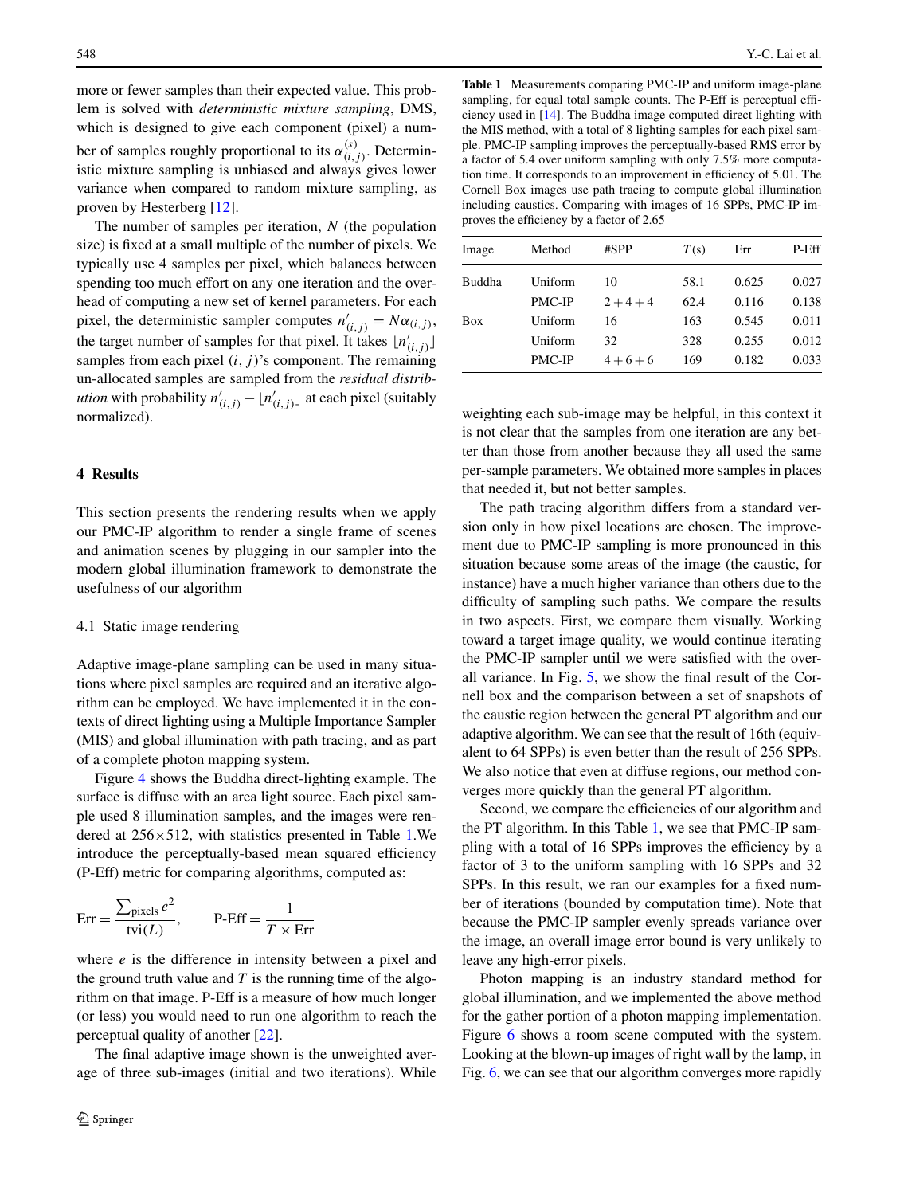more or fewer samples than their expected value. This problem is solved with *deterministic mixture sampling*, DMS, which is designed to give each component (pixel) a number of samples roughly proportional to its $\alpha^{(s)}_{(i,j)}$. Deterministic mixture sampling is unbiased and always gives lower variance when compared to random mixture sampling, as proven by Hesterberg [12].

The number of samples per iteration, $N$ (the population size) is fixed at a small multiple of the number of pixels. We typically use 4 samples per pixel, which balances between spending too much effort on any one iteration and the overhead of computing a new set of kernel parameters. For each pixel, the deterministic sampler computes $n'_{(i,j)} = N\alpha_{(i,j)}$, the target number of samples for that pixel. It takes $\lfloor n'_{(i,j)} \rfloor$ samples from each pixel $(i, j)$'s component. The remaining un-allocated samples are sampled from the *residual distribution* with probability $n'_{(i,j)} - \lfloor n'_{(i,j)} \rfloor$ at each pixel (suitably normalized).

## 4 Results

This section presents the rendering results when we apply our PMC-IP algorithm to render a single frame of scenes and animation scenes by plugging in our sampler into the modern global illumination framework to demonstrate the usefulness of our algorithm

### 4.1 Static image rendering

Adaptive image-plane sampling can be used in many situations where pixel samples are required and an iterative algorithm can be employed. We have implemented it in the contexts of direct lighting using a Multiple Importance Sampler (MIS) and global illumination with path tracing, and as part of a complete photon mapping system.

Figure 4 shows the Buddha direct-lighting example. The surface is diffuse with an area light source. Each pixel sample used 8 illumination samples, and the images were rendered at 256×512, with statistics presented in Table 1.We introduce the perceptually-based mean squared efficiency (P-Eff) metric for comparing algorithms, computed as:

$$\text{Err} = \frac{\sum_{\text{pixels}} e^2}{\text{tvi}(L)}, \qquad \text{P-Eff} = \frac{1}{T \times \text{Err}}$$

where $e$ is the difference in intensity between a pixel and the ground truth value and $T$ is the running time of the algorithm on that image. P-Eff is a measure of how much longer (or less) you would need to run one algorithm to reach the perceptual quality of another [22].

The final adaptive image shown is the unweighted average of three sub-images (initial and two iterations). While weighting each sub-image may be helpful, in this context it is not clear that the samples from one iteration are any better than those from another because they all used the same per-sample parameters. We obtained more samples in places that needed it, but not better samples.

**Table 1** Measurements comparing PMC-IP and uniform image-plane sampling, for equal total sample counts. The P-Eff is perceptual efficiency used in [14]. The Buddha image computed direct lighting with the MIS method, with a total of 8 lighting samples for each pixel sample. PMC-IP sampling improves the perceptually-based RMS error by a factor of 5.4 over uniform sampling with only 7.5% more computation time. It corresponds to an improvement in efficiency of 5.01. The Cornell Box images use path tracing to compute global illumination including caustics. Comparing with images of 16 SPPs, PMC-IP improves the efficiency by a factor of 2.65

| Image | Method | #SPP | $T$(s) | Err | P-Eff |
|---|---|---|---|---|---|
| Buddha | Uniform | 10 | 58.1 | 0.625 | 0.027 |
| | PMC-IP | $2+4+4$ | 62.4 | 0.116 | 0.138 |
| Box | Uniform | 16 | 163 | 0.545 | 0.011 |
| | Uniform | 32 | 328 | 0.255 | 0.012 |
| | PMC-IP | $4+6+6$ | 169 | 0.182 | 0.033 |

The path tracing algorithm differs from a standard version only in how pixel locations are chosen. The improvement due to PMC-IP sampling is more pronounced in this situation because some areas of the image (the caustic, for instance) have a much higher variance than others due to the difficulty of sampling such paths. We compare the results in two aspects. First, we compare them visually. Working toward a target image quality, we would continue iterating the PMC-IP sampler until we were satisfied with the overall variance. In Fig. 5, we show the final result of the Cornell box and the comparison between a set of snapshots of the caustic region between the general PT algorithm and our adaptive algorithm. We can see that the result of 16th (equivalent to 64 SPPs) is even better than the result of 256 SPPs. We also notice that even at diffuse regions, our method converges more quickly than the general PT algorithm.

Second, we compare the efficiencies of our algorithm and the PT algorithm. In this Table 1, we see that PMC-IP sampling with a total of 16 SPPs improves the efficiency by a factor of 3 to the uniform sampling with 16 SPPs and 32 SPPs. In this result, we ran our examples for a fixed number of iterations (bounded by computation time). Note that because the PMC-IP sampler evenly spreads variance over the image, an overall image error bound is very unlikely to leave any high-error pixels.

Photon mapping is an industry standard method for global illumination, and we implemented the above method for the gather portion of a photon mapping implementation. Figure 6 shows a room scene computed with the system. Looking at the blown-up images of right wall by the lamp, in Fig. 6, we can see that our algorithm converges more rapidly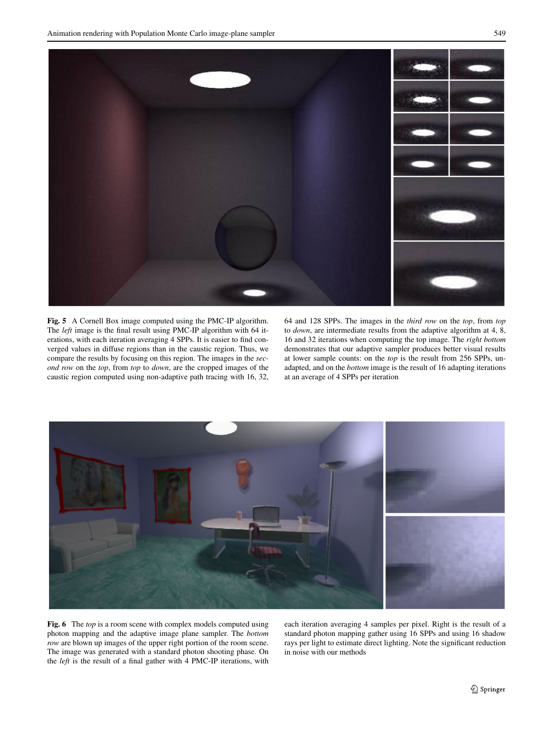**Fig. 5** A Cornell Box image computed using the PMC-IP algorithm. The *left* image is the final result using PMC-IP algorithm with 64 iterations, with each iteration averaging 4 SPPs. It is easier to find converged values in diffuse regions than in the caustic region. Thus, we compare the results by focusing on this region. The images in the *second row* on the *top*, from *top* to *down*, are the cropped images of the caustic region computed using non-adaptive path tracing with 16, 32, 64 and 128 SPPs. The images in the *third row* on the *top*, from *top* to *down*, are intermediate results from the adaptive algorithm at 4, 8, 16 and 32 iterations when computing the top image. The *right bottom* demonstrates that our adaptive sampler produces better visual results at lower sample counts: on the *top* is the result from 256 SPPs, unadapted, and on the *bottom* image is the result of 16 adapting iterations at an average of 4 SPPs per iteration

**Fig. 6** The *top* is a room scene with complex models computed using photon mapping and the adaptive image plane sampler. The *bottom row* are blown up images of the upper right portion of the room scene. The image was generated with a standard photon shooting phase. On the *left* is the result of a final gather with 4 PMC-IP iterations, with each iteration averaging 4 samples per pixel. Right is the result of a standard photon mapping gather using 16 SPPs and using 16 shadow rays per light to estimate direct lighting. Note the significant reduction in noise with our methods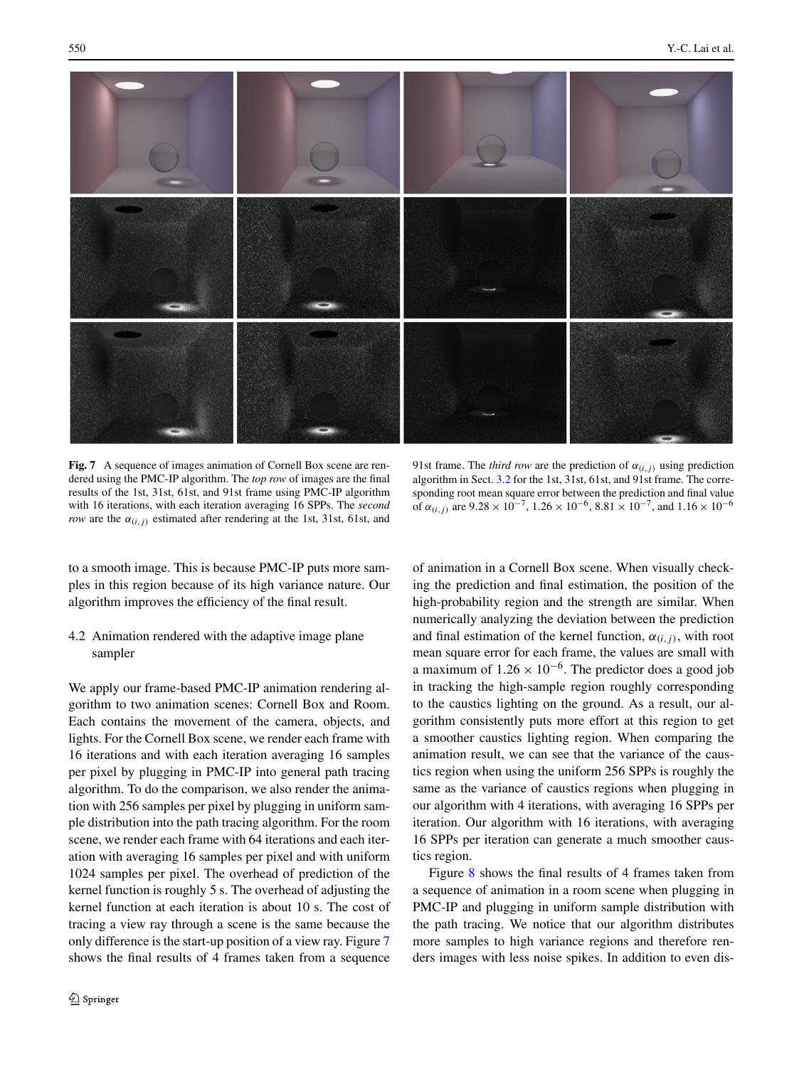**Fig. 7** A sequence of images animation of Cornell Box scene are rendered using the PMC-IP algorithm. The *top row* of images are the final results of the 1st, 31st, 61st, and 91st frame using PMC-IP algorithm with 16 iterations, with each iteration averaging 16 SPPs. The *second row* are the $\alpha_{(i,j)}$ estimated after rendering at the 1st, 31st, 61st, and 91st frame. The *third row* are the prediction of $\alpha_{(i,j)}$ using prediction algorithm in Sect. 3.2 for the 1st, 31st, 61st, and 91st frame. The corresponding root mean square error between the prediction and final value of $\alpha_{(i,j)}$ are $9.28 \times 10^{-7}$, $1.26 \times 10^{-6}$, $8.81 \times 10^{-7}$, and $1.16 \times 10^{-6}$

to a smooth image. This is because PMC-IP puts more samples in this region because of its high variance nature. Our algorithm improves the efficiency of the final result.

### 4.2 Animation rendered with the adaptive image plane sampler

We apply our frame-based PMC-IP animation rendering algorithm to two animation scenes: Cornell Box and Room. Each contains the movement of the camera, objects, and lights. For the Cornell Box scene, we render each frame with 16 iterations and with each iteration averaging 16 samples per pixel by plugging in PMC-IP into general path tracing algorithm. To do the comparison, we also render the animation with 256 samples per pixel by plugging in uniform sample distribution into the path tracing algorithm. For the room scene, we render each frame with 64 iterations and each iteration with averaging 16 samples per pixel and with uniform 1024 samples per pixel. The overhead of prediction of the kernel function is roughly 5 s. The overhead of adjusting the kernel function at each iteration is about 10 s. The cost of tracing a view ray through a scene is the same because the only difference is the start-up position of a view ray. Figure 7 shows the final results of 4 frames taken from a sequence of animation in a Cornell Box scene. When visually checking the prediction and final estimation, the position of the high-probability region and the strength are similar. When numerically analyzing the deviation between the prediction and final estimation of the kernel function, $\alpha_{(i,j)}$, with root mean square error for each frame, the values are small with a maximum of $1.26 \times 10^{-6}$. The predictor does a good job in tracking the high-sample region roughly corresponding to the caustics lighting on the ground. As a result, our algorithm consistently puts more effort at this region to get a smoother caustics lighting region. When comparing the animation result, we can see that the variance of the caustics region when using the uniform 256 SPPs is roughly the same as the variance of caustics regions when plugging in our algorithm with 4 iterations, with averaging 16 SPPs per iteration. Our algorithm with 16 iterations, with averaging 16 SPPs per iteration can generate a much smoother caustics region.

Figure 8 shows the final results of 4 frames taken from a sequence of animation in a room scene when plugging in PMC-IP and plugging in uniform sample distribution with the path tracing. We notice that our algorithm distributes more samples to high variance regions and therefore renders images with less noise spikes. In addition to even dis-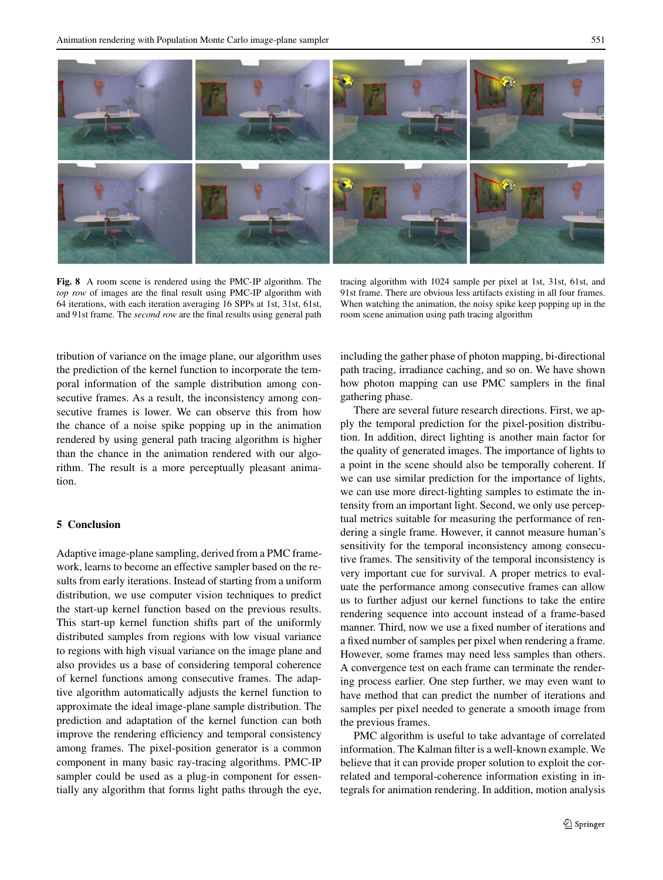**Fig. 8** A room scene is rendered using the PMC-IP algorithm. The *top row* of images are the final result using PMC-IP algorithm with 64 iterations, with each iteration averaging 16 SPPs at 1st, 31st, 61st, and 91st frame. The *second row* are the final results using general path tracing algorithm with 1024 sample per pixel at 1st, 31st, 61st, and 91st frame. There are obvious less artifacts existing in all four frames. When watching the animation, the noisy spike keep popping up in the room scene animation using path tracing algorithm

tribution of variance on the image plane, our algorithm uses the prediction of the kernel function to incorporate the temporal information of the sample distribution among consecutive frames. As a result, the inconsistency among consecutive frames is lower. We can observe this from how the chance of a noise spike popping up in the animation rendered by using general path tracing algorithm is higher than the chance in the animation rendered with our algorithm. The result is a more perceptually pleasant animation.

## 5 Conclusion

Adaptive image-plane sampling, derived from a PMC framework, learns to become an effective sampler based on the results from early iterations. Instead of starting from a uniform distribution, we use computer vision techniques to predict the start-up kernel function based on the previous results. This start-up kernel function shifts part of the uniformly distributed samples from regions with low visual variance to regions with high visual variance on the image plane and also provides us a base of considering temporal coherence of kernel functions among consecutive frames. The adaptive algorithm automatically adjusts the kernel function to approximate the ideal image-plane sample distribution. The prediction and adaptation of the kernel function can both improve the rendering efficiency and temporal consistency among frames. The pixel-position generator is a common component in many basic ray-tracing algorithms. PMC-IP sampler could be used as a plug-in component for essentially any algorithm that forms light paths through the eye, including the gather phase of photon mapping, bi-directional path tracing, irradiance caching, and so on. We have shown how photon mapping can use PMC samplers in the final gathering phase.

There are several future research directions. First, we apply the temporal prediction for the pixel-position distribution. In addition, direct lighting is another main factor for the quality of generated images. The importance of lights to a point in the scene should also be temporally coherent. If we can use similar prediction for the importance of lights, we can use more direct-lighting samples to estimate the intensity from an important light. Second, we only use perceptual metrics suitable for measuring the performance of rendering a single frame. However, it cannot measure human's sensitivity for the temporal inconsistency among consecutive frames. The sensitivity of the temporal inconsistency is very important cue for survival. A proper metrics to evaluate the performance among consecutive frames can allow us to further adjust our kernel functions to take the entire rendering sequence into account instead of a frame-based manner. Third, now we use a fixed number of iterations and a fixed number of samples per pixel when rendering a frame. However, some frames may need less samples than others. A convergence test on each frame can terminate the rendering process earlier. One step further, we may even want to have method that can predict the number of iterations and samples per pixel needed to generate a smooth image from the previous frames.

PMC algorithm is useful to take advantage of correlated information. The Kalman filter is a well-known example. We believe that it can provide proper solution to exploit the correlated and temporal-coherence information existing in integrals for animation rendering. In addition, motion analysis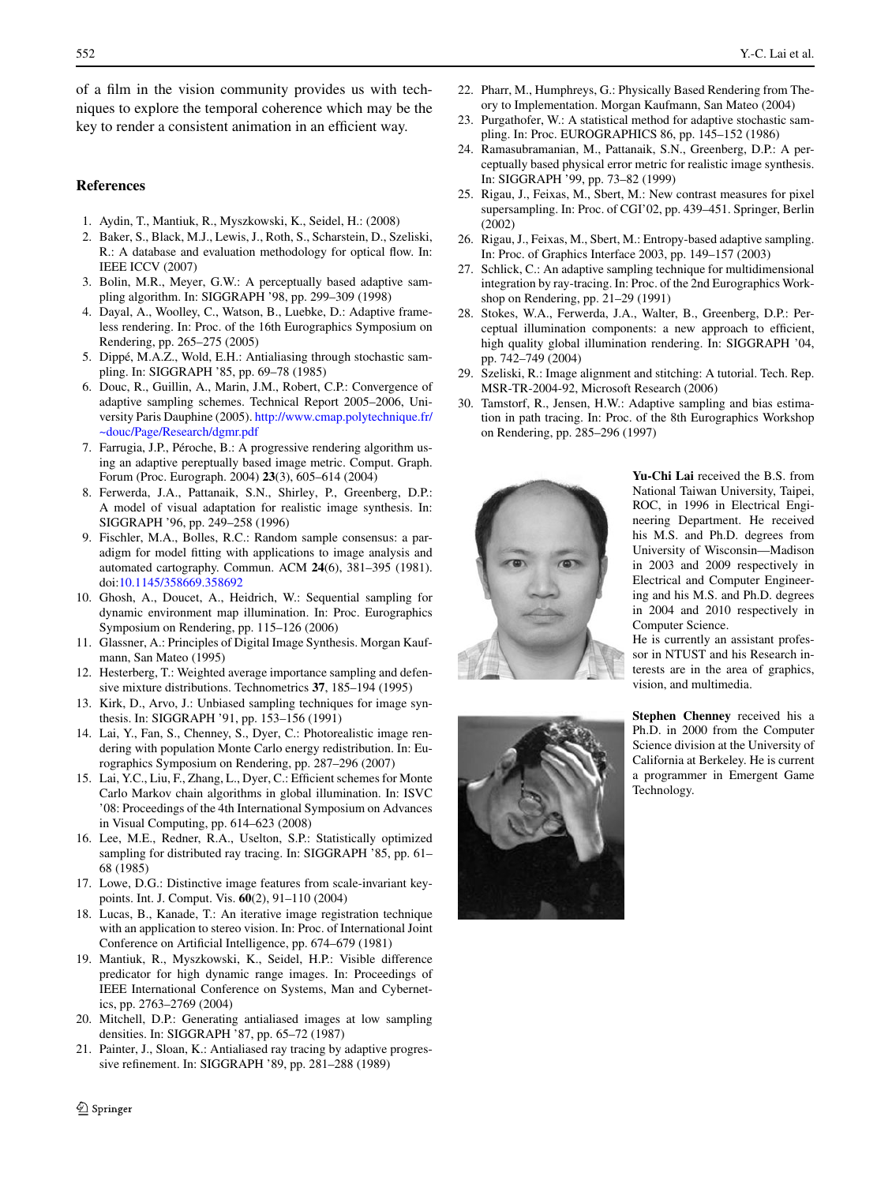of a film in the vision community provides us with techniques to explore the temporal coherence which may be the key to render a consistent animation in an efficient way.

## References

1. Aydin, T., Mantiuk, R., Myszkowski, K., Seidel, H.: (2008)
2. Baker, S., Black, M.J., Lewis, J., Roth, S., Scharstein, D., Szeliski, R.: A database and evaluation methodology for optical flow. In: IEEE ICCV (2007)
3. Bolin, M.R., Meyer, G.W.: A perceptually based adaptive sampling algorithm. In: SIGGRAPH '98, pp. 299–309 (1998)
4. Dayal, A., Woolley, C., Watson, B., Luebke, D.: Adaptive frameless rendering. In: Proc. of the 16th Eurographics Symposium on Rendering, pp. 265–275 (2005)
5. Dippé, M.A.Z., Wold, E.H.: Antialiasing through stochastic sampling. In: SIGGRAPH '85, pp. 69–78 (1985)
6. Douc, R., Guillin, A., Marin, J.M., Robert, C.P.: Convergence of adaptive sampling schemes. Technical Report 2005–2006, University Paris Dauphine (2005). http://www.cmap.polytechnique.fr/~douc/Page/Research/dgmr.pdf
7. Farrugia, J.P., Péroche, B.: A progressive rendering algorithm using an adaptive pereptually based image metric. Comput. Graph. Forum (Proc. Eurograph. 2004) **23**(3), 605–614 (2004)
8. Ferwerda, J.A., Pattanaik, S.N., Shirley, P., Greenberg, D.P.: A model of visual adaptation for realistic image synthesis. In: SIGGRAPH '96, pp. 249–258 (1996)
9. Fischler, M.A., Bolles, R.C.: Random sample consensus: a paradigm for model fitting with applications to image analysis and automated cartography. Commun. ACM **24**(6), 381–395 (1981). doi:10.1145/358669.358692
10. Ghosh, A., Doucet, A., Heidrich, W.: Sequential sampling for dynamic environment map illumination. In: Proc. Eurographics Symposium on Rendering, pp. 115–126 (2006)
11. Glassner, A.: Principles of Digital Image Synthesis. Morgan Kaufmann, San Mateo (1995)
12. Hesterberg, T.: Weighted average importance sampling and defensive mixture distributions. Technometrics **37**, 185–194 (1995)
13. Kirk, D., Arvo, J.: Unbiased sampling techniques for image synthesis. In: SIGGRAPH '91, pp. 153–156 (1991)
14. Lai, Y., Fan, S., Chenney, S., Dyer, C.: Photorealistic image rendering with population Monte Carlo energy redistribution. In: Eurographics Symposium on Rendering, pp. 287–296 (2007)
15. Lai, Y.C., Liu, F., Zhang, L., Dyer, C.: Efficient schemes for Monte Carlo Markov chain algorithms in global illumination. In: ISVC '08: Proceedings of the 4th International Symposium on Advances in Visual Computing, pp. 614–623 (2008)
16. Lee, M.E., Redner, R.A., Uselton, S.P.: Statistically optimized sampling for distributed ray tracing. In: SIGGRAPH '85, pp. 61–68 (1985)
17. Lowe, D.G.: Distinctive image features from scale-invariant keypoints. Int. J. Comput. Vis. **60**(2), 91–110 (2004)
18. Lucas, B., Kanade, T.: An iterative image registration technique with an application to stereo vision. In: Proc. of International Joint Conference on Artificial Intelligence, pp. 674–679 (1981)
19. Mantiuk, R., Myszkowski, K., Seidel, H.P.: Visible difference predicator for high dynamic range images. In: Proceedings of IEEE International Conference on Systems, Man and Cybernetics, pp. 2763–2769 (2004)
20. Mitchell, D.P.: Generating antialiased images at low sampling densities. In: SIGGRAPH '87, pp. 65–72 (1987)
21. Painter, J., Sloan, K.: Antialiased ray tracing by adaptive progressive refinement. In: SIGGRAPH '89, pp. 281–288 (1989)
22. Pharr, M., Humphreys, G.: Physically Based Rendering from Theory to Implementation. Morgan Kaufmann, San Mateo (2004)
23. Purgathofer, W.: A statistical method for adaptive stochastic sampling. In: Proc. EUROGRAPHICS 86, pp. 145–152 (1986)
24. Ramasubramanian, M., Pattanaik, S.N., Greenberg, D.P.: A perceptually based physical error metric for realistic image synthesis. In: SIGGRAPH '99, pp. 73–82 (1999)
25. Rigau, J., Feixas, M., Sbert, M.: New contrast measures for pixel supersampling. In: Proc. of CGI'02, pp. 439–451. Springer, Berlin (2002)
26. Rigau, J., Feixas, M., Sbert, M.: Entropy-based adaptive sampling. In: Proc. of Graphics Interface 2003, pp. 149–157 (2003)
27. Schlick, C.: An adaptive sampling technique for multidimensional integration by ray-tracing. In: Proc. of the 2nd Eurographics Workshop on Rendering, pp. 21–29 (1991)
28. Stokes, W.A., Ferwerda, J.A., Walter, B., Greenberg, D.P.: Perceptual illumination components: a new approach to efficient, high quality global illumination rendering. In: SIGGRAPH '04, pp. 742–749 (2004)
29. Szeliski, R.: Image alignment and stitching: A tutorial. Tech. Rep. MSR-TR-2004-92, Microsoft Research (2006)
30. Tamstorf, R., Jensen, H.W.: Adaptive sampling and bias estimation in path tracing. In: Proc. of the 8th Eurographics Workshop on Rendering, pp. 285–296 (1997)

**Yu-Chi Lai** received the B.S. from National Taiwan University, Taipei, ROC, in 1996 in Electrical Engineering Department. He received his M.S. and Ph.D. degrees from University of Wisconsin—Madison in 2003 and 2009 respectively in Electrical and Computer Engineering and his M.S. and Ph.D. degrees in 2004 and 2010 respectively in Computer Science.
He is currently an assistant professor in NTUST and his Research interests are in the area of graphics, vision, and multimedia.

**Stephen Chenney** received his a Ph.D. in 2000 from the Computer Science division at the University of California at Berkeley. He is current a programmer in Emergent Game Technology.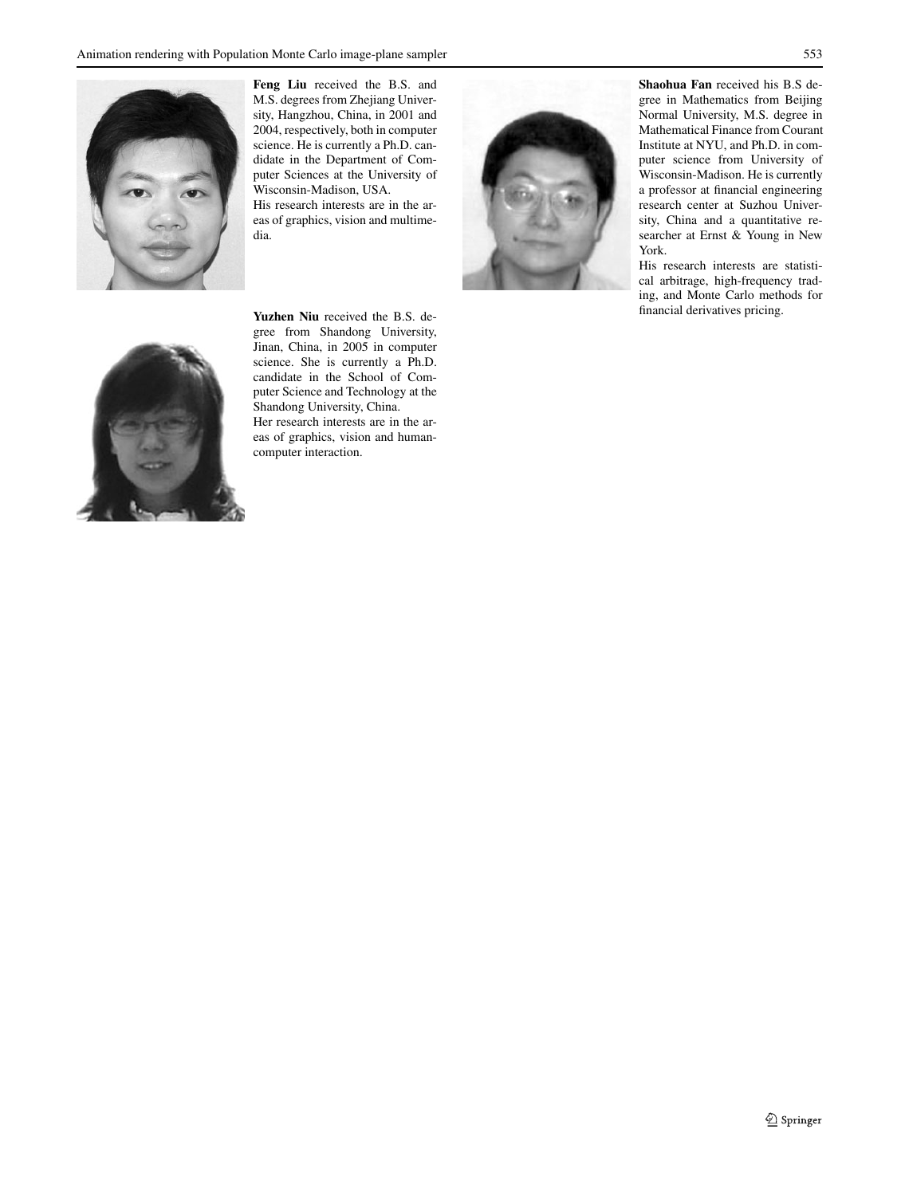**Feng Liu** received the B.S. and M.S. degrees from Zhejiang University, Hangzhou, China, in 2001 and 2004, respectively, both in computer science. He is currently a Ph.D. candidate in the Department of Computer Sciences at the University of Wisconsin-Madison, USA.
His research interests are in the areas of graphics, vision and multimedia.

**Yuzhen Niu** received the B.S. degree from Shandong University, Jinan, China, in 2005 in computer science. She is currently a Ph.D. candidate in the School of Computer Science and Technology at the Shandong University, China.
Her research interests are in the areas of graphics, vision and human-computer interaction.

**Shaohua Fan** received his B.S degree in Mathematics from Beijing Normal University, M.S. degree in Mathematical Finance from Courant Institute at NYU, and Ph.D. in computer science from University of Wisconsin-Madison. He is currently a professor at financial engineering research center at Suzhou University, China and a quantitative researcher at Ernst & Young in New York.
His research interests are statistical arbitrage, high-frequency trading, and Monte Carlo methods for financial derivatives pricing.